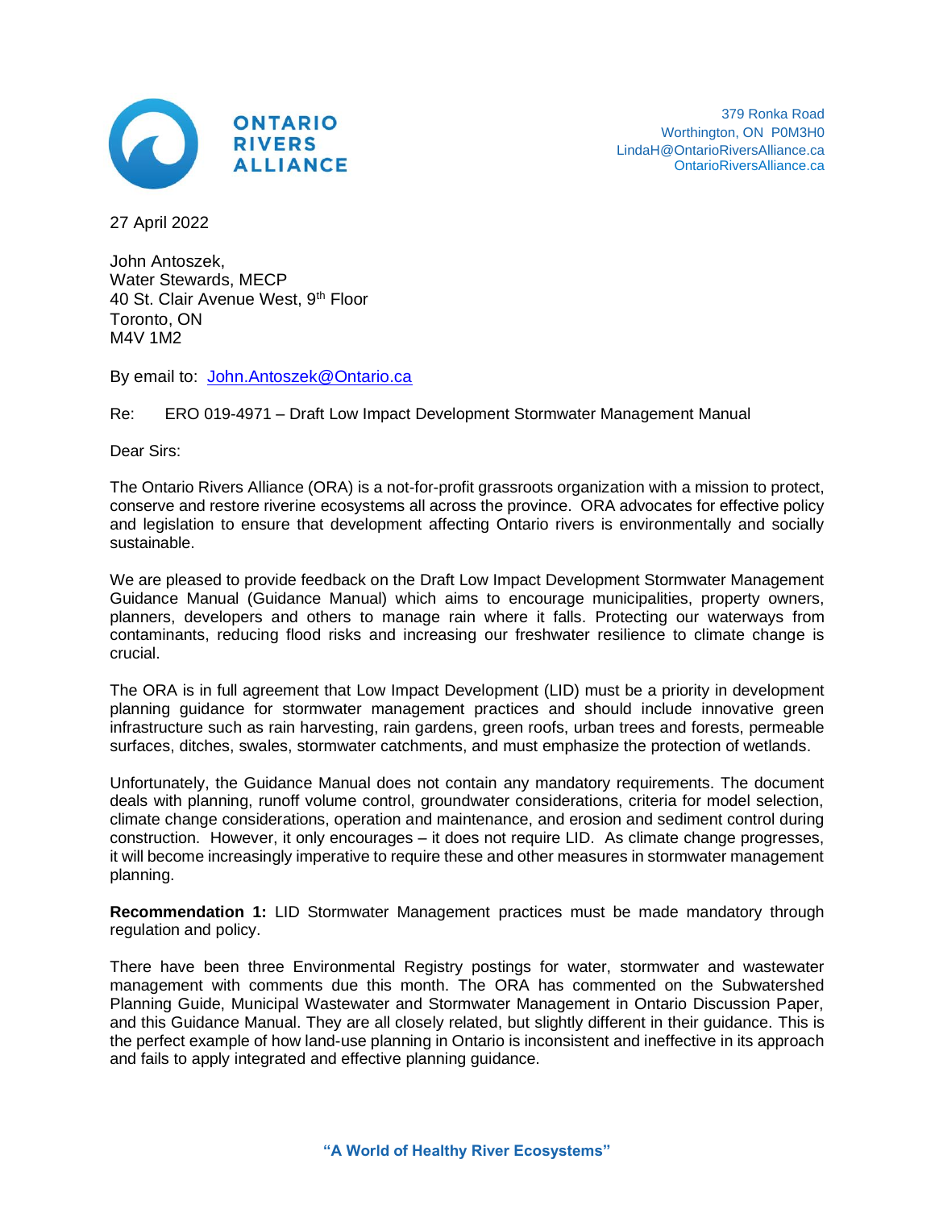ONTARIO RIVERS ALLIANCE

379 Ronka Road
Worthington, ON P0M3H0
LindaH@OntarioRiversAlliance.ca
OntarioRiversAlliance.ca

27 April 2022

John Antoszek,
Water Stewards, MECP
40 St. Clair Avenue West, 9th Floor
Toronto, ON
M4V 1M2

By email to: John.Antoszek@Ontario.ca

Re: ERO 019-4971 – Draft Low Impact Development Stormwater Management Manual

Dear Sirs:

The Ontario Rivers Alliance (ORA) is a not-for-profit grassroots organization with a mission to protect, conserve and restore riverine ecosystems all across the province. ORA advocates for effective policy and legislation to ensure that development affecting Ontario rivers is environmentally and socially sustainable.

We are pleased to provide feedback on the Draft Low Impact Development Stormwater Management Guidance Manual (Guidance Manual) which aims to encourage municipalities, property owners, planners, developers and others to manage rain where it falls. Protecting our waterways from contaminants, reducing flood risks and increasing our freshwater resilience to climate change is crucial.

The ORA is in full agreement that Low Impact Development (LID) must be a priority in development planning guidance for stormwater management practices and should include innovative green infrastructure such as rain harvesting, rain gardens, green roofs, urban trees and forests, permeable surfaces, ditches, swales, stormwater catchments, and must emphasize the protection of wetlands.

Unfortunately, the Guidance Manual does not contain any mandatory requirements. The document deals with planning, runoff volume control, groundwater considerations, criteria for model selection, climate change considerations, operation and maintenance, and erosion and sediment control during construction. However, it only encourages – it does not require LID. As climate change progresses, it will become increasingly imperative to require these and other measures in stormwater management planning.

**Recommendation 1:** LID Stormwater Management practices must be made mandatory through regulation and policy.

There have been three Environmental Registry postings for water, stormwater and wastewater management with comments due this month. The ORA has commented on the Subwatershed Planning Guide, Municipal Wastewater and Stormwater Management in Ontario Discussion Paper, and this Guidance Manual. They are all closely related, but slightly different in their guidance. This is the perfect example of how land-use planning in Ontario is inconsistent and ineffective in its approach and fails to apply integrated and effective planning guidance.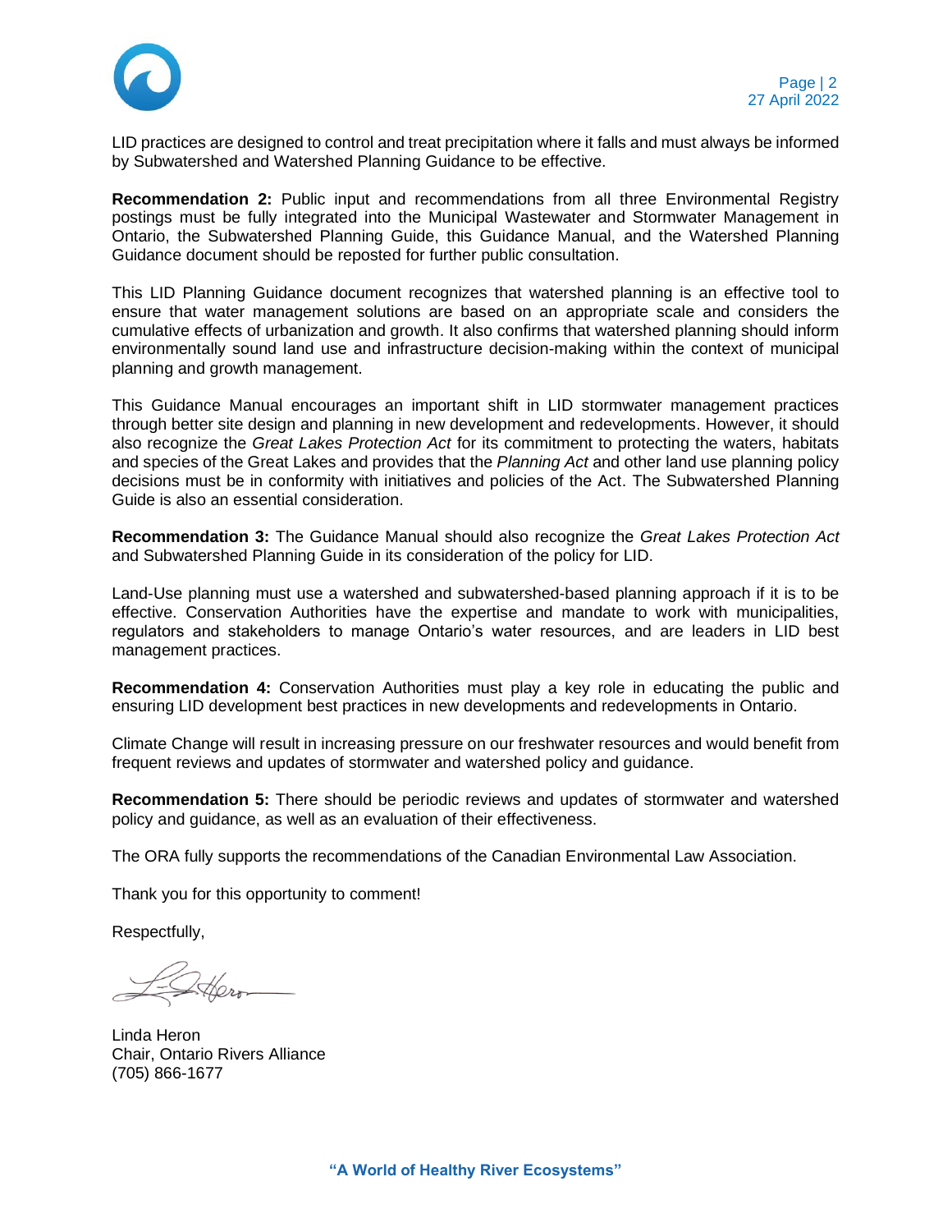LID practices are designed to control and treat precipitation where it falls and must always be informed by Subwatershed and Watershed Planning Guidance to be effective.

**Recommendation 2:** Public input and recommendations from all three Environmental Registry postings must be fully integrated into the Municipal Wastewater and Stormwater Management in Ontario, the Subwatershed Planning Guide, this Guidance Manual, and the Watershed Planning Guidance document should be reposted for further public consultation.

This LID Planning Guidance document recognizes that watershed planning is an effective tool to ensure that water management solutions are based on an appropriate scale and considers the cumulative effects of urbanization and growth. It also confirms that watershed planning should inform environmentally sound land use and infrastructure decision-making within the context of municipal planning and growth management.

This Guidance Manual encourages an important shift in LID stormwater management practices through better site design and planning in new development and redevelopments. However, it should also recognize the *Great Lakes Protection Act* for its commitment to protecting the waters, habitats and species of the Great Lakes and provides that the *Planning Act* and other land use planning policy decisions must be in conformity with initiatives and policies of the Act. The Subwatershed Planning Guide is also an essential consideration.

**Recommendation 3:** The Guidance Manual should also recognize the *Great Lakes Protection Act* and Subwatershed Planning Guide in its consideration of the policy for LID.

Land-Use planning must use a watershed and subwatershed-based planning approach if it is to be effective. Conservation Authorities have the expertise and mandate to work with municipalities, regulators and stakeholders to manage Ontario's water resources, and are leaders in LID best management practices.

**Recommendation 4:** Conservation Authorities must play a key role in educating the public and ensuring LID development best practices in new developments and redevelopments in Ontario.

Climate Change will result in increasing pressure on our freshwater resources and would benefit from frequent reviews and updates of stormwater and watershed policy and guidance.

**Recommendation 5:** There should be periodic reviews and updates of stormwater and watershed policy and guidance, as well as an evaluation of their effectiveness.

The ORA fully supports the recommendations of the Canadian Environmental Law Association.

Thank you for this opportunity to comment!

Respectfully,

Linda Heron
Chair, Ontario Rivers Alliance
(705) 866-1677

**"A World of Healthy River Ecosystems"**